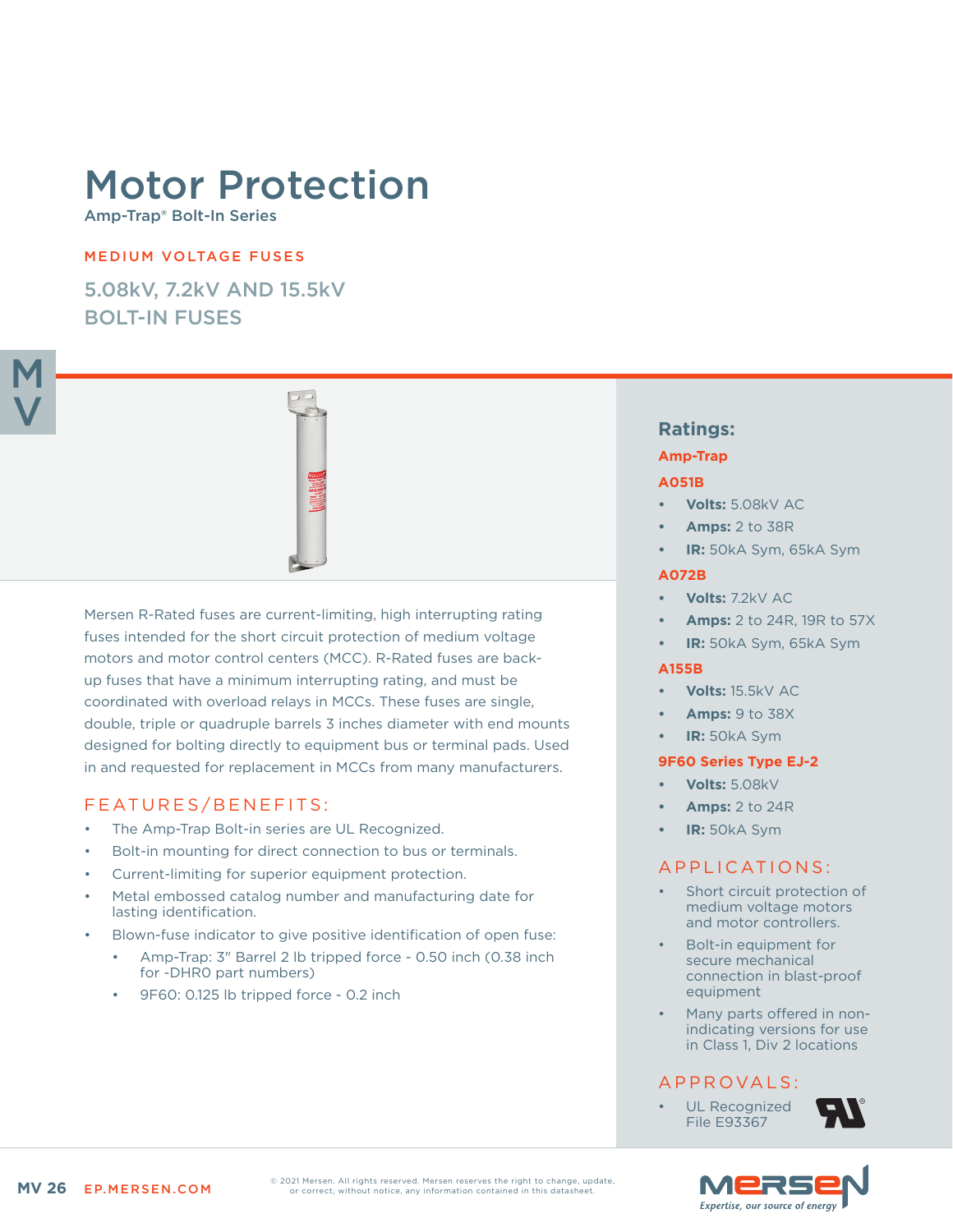# Motor Protection

Amp-Trap® Bolt-In Series

MEDIUM VOLTAGE FUSES

## 5.08kV, 7.2kV AND 15.5kV BOLT-IN FUSES

Mersen R-Rated fuses are current-limiting, high interrupting rating fuses intended for the short circuit protection of medium voltage motors and motor control centers (MCC). R-Rated fuses are back-up fuses that have a minimum interrupting rating, and must be coordinated with overload relays in MCCs. These fuses are single, double, triple or quadruple barrels 3 inches diameter with end mounts designed for bolting directly to equipment bus or terminal pads. Used in and requested for replacement in MCCs from many manufacturers.

## FEATURES/BENEFITS:

- The Amp-Trap Bolt-in series are UL Recognized.
- Bolt-in mounting for direct connection to bus or terminals.
- Current-limiting for superior equipment protection.
- Metal embossed catalog number and manufacturing date for lasting identification.
- Blown-fuse indicator to give positive identification of open fuse:
  - Amp-Trap: 3" Barrel 2 lb tripped force - 0.50 inch (0.38 inch for -DHR0 part numbers)
  - 9F60: 0.125 lb tripped force - 0.2 inch

## Ratings:

### Amp-Trap

#### A051B

- **Volts:** 5.08kV AC
- **Amps:** 2 to 38R
- **IR:** 50kA Sym, 65kA Sym

#### A072B

- **Volts:** 7.2kV AC
- **Amps:** 2 to 24R, 19R to 57X
- **IR:** 50kA Sym, 65kA Sym

#### A155B

- **Volts:** 15.5kV AC
- **Amps:** 9 to 38X
- **IR:** 50kA Sym

#### 9F60 Series Type EJ-2

- **Volts:** 5.08kV
- **Amps:** 2 to 24R
- **IR:** 50kA Sym

## APPLICATIONS:

- Short circuit protection of medium voltage motors and motor controllers.
- Bolt-in equipment for secure mechanical connection in blast-proof equipment
- Many parts offered in non-indicating versions for use in Class 1, Div 2 locations

## APPROVALS:

- UL Recognized File E93367

© 2021 Mersen. All rights reserved. Mersen reserves the right to change, update, or correct, without notice, any information contained in this datasheet.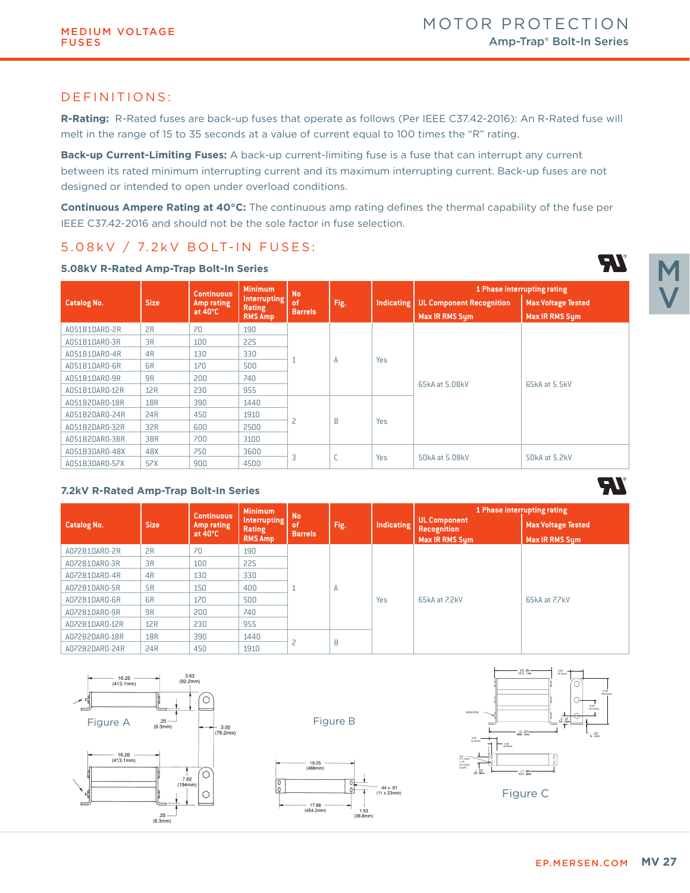## DEFINITIONS:

**R-Rating:** R-Rated fuses are back-up fuses that operate as follows (Per IEEE C37.42-2016): An R-Rated fuse will melt in the range of 15 to 35 seconds at a value of current equal to 100 times the "R" rating.

**Back-up Current-Limiting Fuses:** A back-up current-limiting fuse is a fuse that can interrupt any current between its rated minimum interrupting current and its maximum interrupting current. Back-up fuses are not designed or intended to open under overload conditions.

**Continuous Ampere Rating at 40°C:** The continuous amp rating defines the thermal capability of the fuse per IEEE C37.42-2016 and should not be the sole factor in fuse selection.

## 5.08kV / 7.2kV BOLT-IN FUSES:

### 5.08kV R-Rated Amp-Trap Bolt-In Series

| Catalog No. | Size | Continuous Amp rating at 40°C | Minimum Interrupting Rating RMS Amp | No of Barrels | Fig. | Indicating | 1 Phase interrupting rating UL Component Recognition Max IR RMS Sym | 1 Phase interrupting rating Max Voltage Tested Max IR RMS Sym |
|---|---|---|---|---|---|---|---|---|
| A051B1DAR0-2R | 2R | 70 | 190 | 1 | A | Yes | 65kA at 5.08kV | 65kA at 5.5kV |
| A051B1DAR0-3R | 3R | 100 | 225 | | | | | |
| A051B1DAR0-4R | 4R | 130 | 330 | | | | | |
| A051B1DAR0-6R | 6R | 170 | 500 | | | | | |
| A051B1DAR0-9R | 9R | 200 | 740 | | | | | |
| A051B1DAR0-12R | 12R | 230 | 955 | | | | | |
| A051B2DAR0-18R | 18R | 390 | 1440 | 2 | B | Yes | | |
| A051B2DAR0-24R | 24R | 450 | 1910 | | | | | |
| A051B2DAR0-32R | 32R | 600 | 2500 | | | | | |
| A051B2DAR0-38R | 38R | 700 | 3100 | | | | | |
| A051B3DAR0-48X | 48X | 750 | 3600 | 3 | C | Yes | 50kA at 5.08kV | 50kA at 5.2kV |
| A051B3DAR0-57X | 57X | 900 | 4500 | | | | | |

### 7.2kV R-Rated Amp-Trap Bolt-In Series

| Catalog No. | Size | Continuous Amp rating at 40°C | Minimum Interrupting Rating RMS Amp | No of Barrels | Fig. | Indicating | 1 Phase interrupting rating UL Component Recognition Max IR RMS Sym | 1 Phase interrupting rating Max Voltage Tested Max IR RMS Sym |
|---|---|---|---|---|---|---|---|---|
| A072B1DAR0-2R | 2R | 70 | 190 | 1 | A | Yes | 65kA at 7.2kV | 65kA at 7.7kV |
| A072B1DAR0-3R | 3R | 100 | 225 | | | | | |
| A072B1DAR0-4R | 4R | 130 | 330 | | | | | |
| A072B1DAR0-5R | 5R | 150 | 400 | | | | | |
| A072B1DAR0-6R | 6R | 170 | 500 | | | | | |
| A072B1DAR0-9R | 9R | 200 | 740 | | | | | |
| A072B1DAR0-12R | 12R | 230 | 955 | | | | | |
| A072B2DAR0-18R | 18R | 390 | 1440 | 2 | B | | | |
| A072B2DAR0-24R | 24R | 450 | 1910 | | | | | |

Figure A

Figure B

Figure C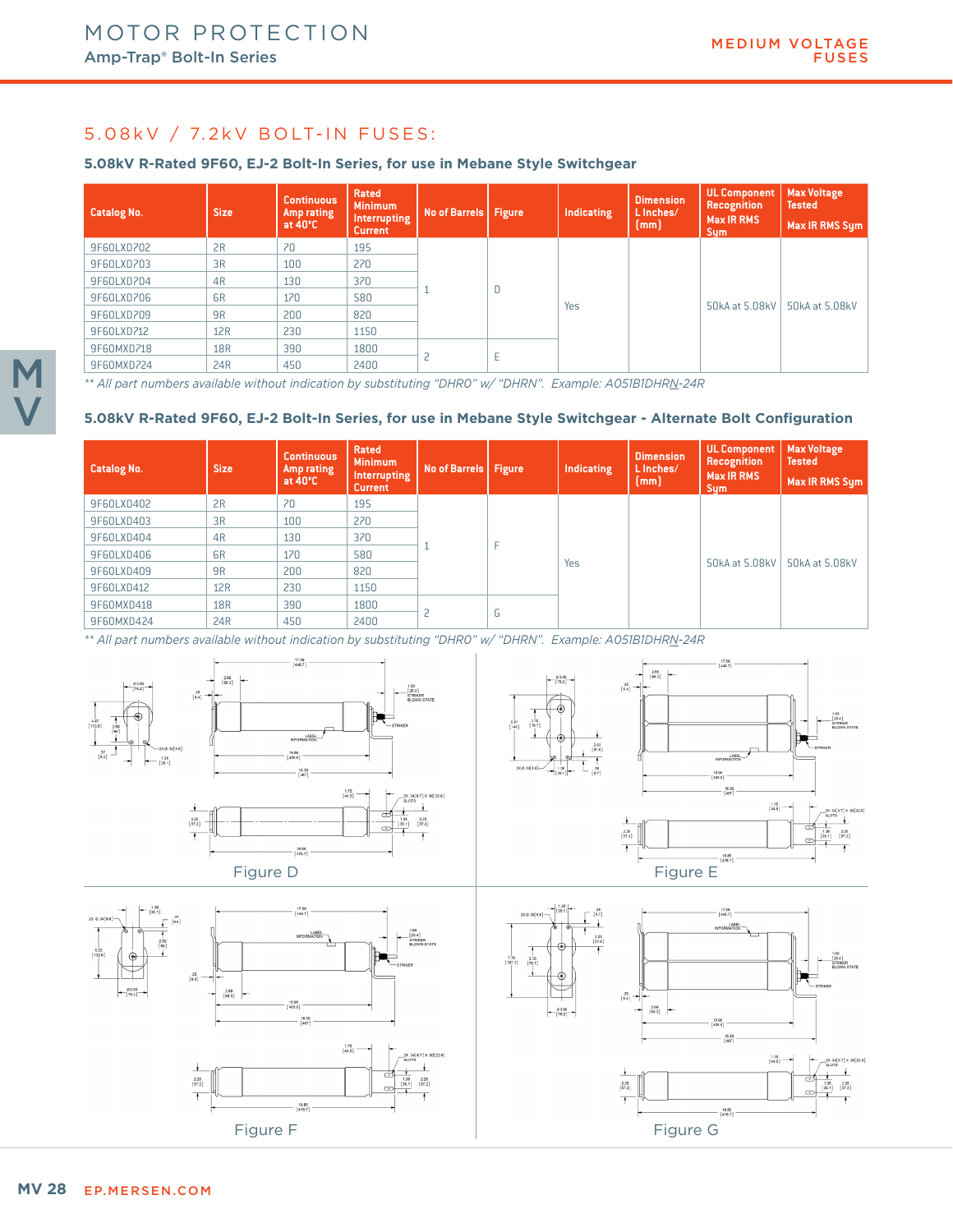## 5.08kV / 7.2kV BOLT-IN FUSES:

### 5.08kV R-Rated 9F60, EJ-2 Bolt-In Series, for use in Mebane Style Switchgear

| Catalog No. | Size | Continuous Amp rating at 40°C | Rated Minimum Interrupting Current | No of Barrels | Figure | Indicating | Dimension L Inches/ (mm) | UL Component Recognition Max IR RMS Sym | Max Voltage Tested Max IR RMS Sym |
|---|---|---|---|---|---|---|---|---|---|
| 9F60LXD702 | 2R | 70 | 195 | 1 | D | Yes | | 50kA at 5.08kV | 50kA at 5.08kV |
| 9F60LXD703 | 3R | 100 | 270 | | | | | | |
| 9F60LXD704 | 4R | 130 | 370 | | | | | | |
| 9F60LXD706 | 6R | 170 | 580 | | | | | | |
| 9F60LXD709 | 9R | 200 | 820 | | | | | | |
| 9F60LXD712 | 12R | 230 | 1150 | | | | | | |
| 9F60MXD718 | 18R | 390 | 1800 | 2 | E | | | | |
| 9F60MXD724 | 24R | 450 | 2400 | | | | | | |

*\*\* All part numbers available without indication by substituting "DHRO" w/ "DHRN". Example: A051B1DHRN-24R*

### 5.08kV R-Rated 9F60, EJ-2 Bolt-In Series, for use in Mebane Style Switchgear - Alternate Bolt Configuration

| Catalog No. | Size | Continuous Amp rating at 40°C | Rated Minimum Interrupting Current | No of Barrels | Figure | Indicating | Dimension L Inches/ (mm) | UL Component Recognition Max IR RMS Sym | Max Voltage Tested Max IR RMS Sym |
|---|---|---|---|---|---|---|---|---|---|
| 9F60LXD402 | 2R | 70 | 195 | 1 | F | Yes | | 50kA at 5.08kV | 50kA at 5.08kV |
| 9F60LXD403 | 3R | 100 | 270 | | | | | | |
| 9F60LXD404 | 4R | 130 | 370 | | | | | | |
| 9F60LXD406 | 6R | 170 | 580 | | | | | | |
| 9F60LXD409 | 9R | 200 | 820 | | | | | | |
| 9F60LXD412 | 12R | 230 | 1150 | | | | | | |
| 9F60MXD418 | 18R | 390 | 1800 | 2 | G | | | | |
| 9F60MXD424 | 24R | 450 | 2400 | | | | | | |

*\*\* All part numbers available without indication by substituting "DHRO" w/ "DHRN". Example: A051B1DHRN-24R*

Figure D

Figure E

Figure F

Figure G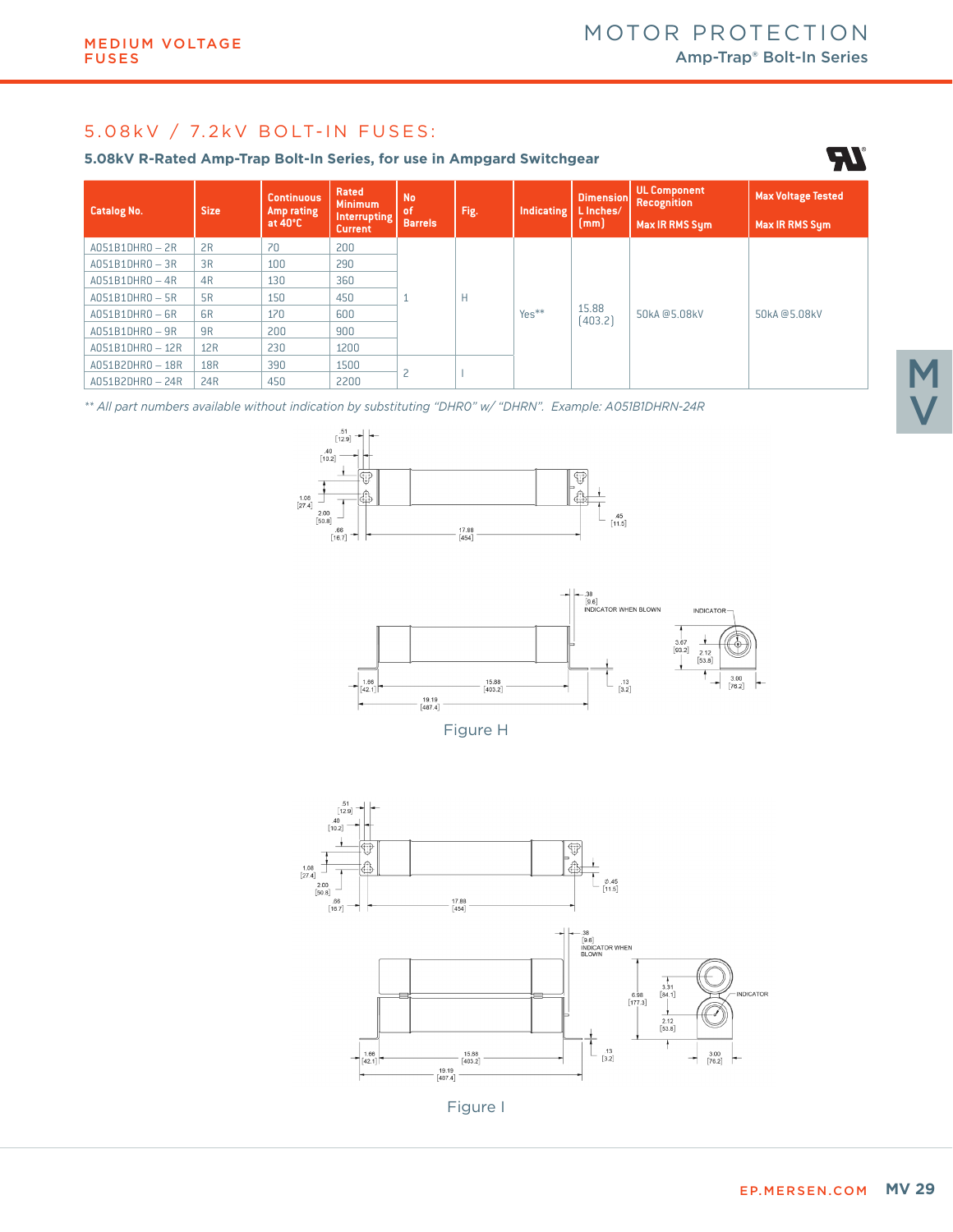## 5.08kV / 7.2kV BOLT-IN FUSES:

### 5.08kV R-Rated Amp-Trap Bolt-In Series, for use in Ampgard Switchgear

| Catalog No. | Size | Continuous Amp rating at 40°C | Rated Minimum Interrupting Current | No of Barrels | Fig. | Indicating | Dimension L Inches/ (mm) | UL Component Recognition Max IR RMS Sym | Max Voltage Tested Max IR RMS Sym |
|---|---|---|---|---|---|---|---|---|---|
| A051B1DHRO – 2R | 2R | 70 | 200 | 1 | H | Yes** | 15.88 (403.2) | 50kA @5.08kV | 50kA @5.08kV |
| A051B1DHRO – 3R | 3R | 100 | 290 | | | | | | |
| A051B1DHRO – 4R | 4R | 130 | 360 | | | | | | |
| A051B1DHRO – 5R | 5R | 150 | 450 | | | | | | |
| A051B1DHRO – 6R | 6R | 170 | 600 | | | | | | |
| A051B1DHRO – 9R | 9R | 200 | 900 | | | | | | |
| A051B1DHRO – 12R | 12R | 230 | 1200 | | | | | | |
| A051B2DHRO – 18R | 18R | 390 | 1500 | 2 | I | | | | |
| A051B2DHRO – 24R | 24R | 450 | 2200 | | | | | | |

*\*\* All part numbers available without indication by substituting "DHRO" w/ "DHRN". Example: A051B1DHRN-24R*

Figure H

Figure I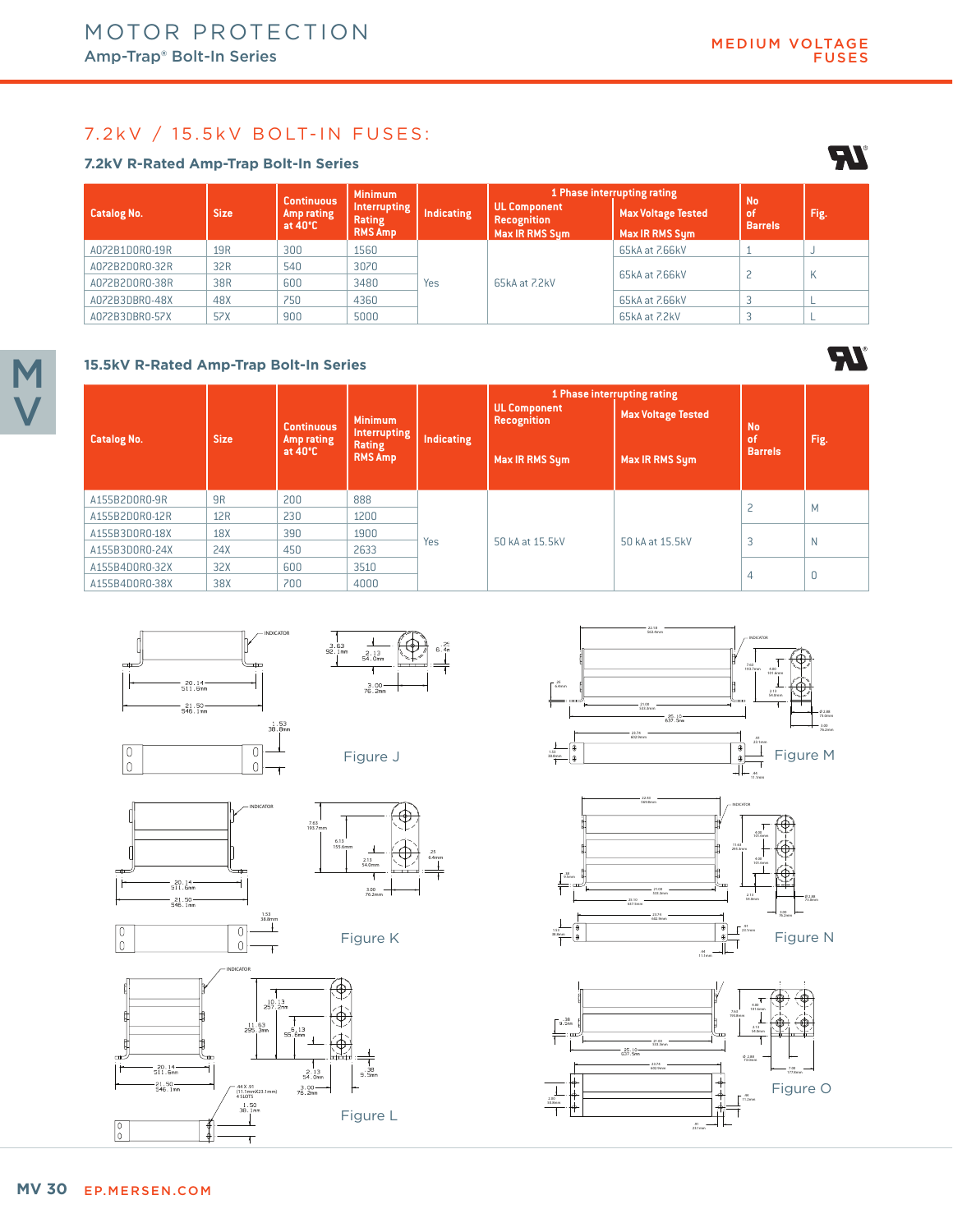# 7.2kV / 15.5kV BOLT-IN FUSES:

## 7.2kV R-Rated Amp-Trap Bolt-In Series

| Catalog No. | Size | Continuous Amp rating at 40°C | Minimum Interrupting Rating RMS Amp | Indicating | 1 Phase interrupting rating UL Component Recognition Max IR RMS Sym | 1 Phase interrupting rating Max Voltage Tested Max IR RMS Sym | No of Barrels | Fig. |
|---|---|---|---|---|---|---|---|---|
| A072B1D0R0-19R | 19R | 300 | 1560 | Yes | 65kA at 7.2kV | 65kA at 7.66kV | 1 | J |
| A072B2D0R0-32R | 32R | 540 | 3070 | Yes | 65kA at 7.2kV | 65kA at 7.66kV | 2 | K |
| A072B2D0R0-38R | 38R | 600 | 3480 | Yes | 65kA at 7.2kV | 65kA at 7.66kV | 2 | K |
| A072B3DBR0-48X | 48X | 750 | 4360 | Yes | 65kA at 7.2kV | 65kA at 7.66kV | 3 | L |
| A072B3DBR0-57X | 57X | 900 | 5000 | Yes | 65kA at 7.2kV | 65kA at 7.2kV | 3 | L |

## 15.5kV R-Rated Amp-Trap Bolt-In Series

| Catalog No. | Size | Continuous Amp rating at 40°C | Minimum Interrupting Rating RMS Amp | Indicating | 1 Phase interrupting rating UL Component Recognition Max IR RMS Sym | 1 Phase interrupting rating Max Voltage Tested Max IR RMS Sym | No of Barrels | Fig. |
|---|---|---|---|---|---|---|---|---|
| A155B2D0R0-9R | 9R | 200 | 888 | Yes | 50 kA at 15.5kV | 50 kA at 15.5kV | 2 | M |
| A155B2D0R0-12R | 12R | 230 | 1200 | Yes | 50 kA at 15.5kV | 50 kA at 15.5kV | 2 | M |
| A155B3D0R0-18X | 18X | 390 | 1900 | Yes | 50 kA at 15.5kV | 50 kA at 15.5kV | 3 | N |
| A155B3D0R0-24X | 24X | 450 | 2633 | Yes | 50 kA at 15.5kV | 50 kA at 15.5kV | 3 | N |
| A155B4D0R0-32X | 32X | 600 | 3510 | Yes | 50 kA at 15.5kV | 50 kA at 15.5kV | 4 | O |
| A155B4D0R0-38X | 38X | 700 | 4000 | Yes | 50 kA at 15.5kV | 50 kA at 15.5kV | 4 | O |

INDICATOR
20.14
511.6mm
21.50
546.1mm
3.63
92.1mm
2.13
54.0mm
.25
6.4mm
3.00
76.2mm
1.53
38.8mm

Figure J

INDICATOR
20.14
511.6mm
21.50
546.1mm
7.63
193.7mm
6.13
155.6mm
2.13
54.0mm
.25
6.4mm
3.00
76.2mm
1.53
38.8mm

Figure K

INDICATOR
20.14
511.6mm
21.50
546.1mm
10.13
257.2mm
11.63
295.3mm
6.13
55.6mm
2.13
54.0mm
3.00
76.2mm
.38
9.5mm
.44 X .91
(11.1mmX23.1mm)
4 SLOTS
1.50
38.1mm

Figure L

INDICATOR
Figure M

INDICATOR
Figure N

Figure O